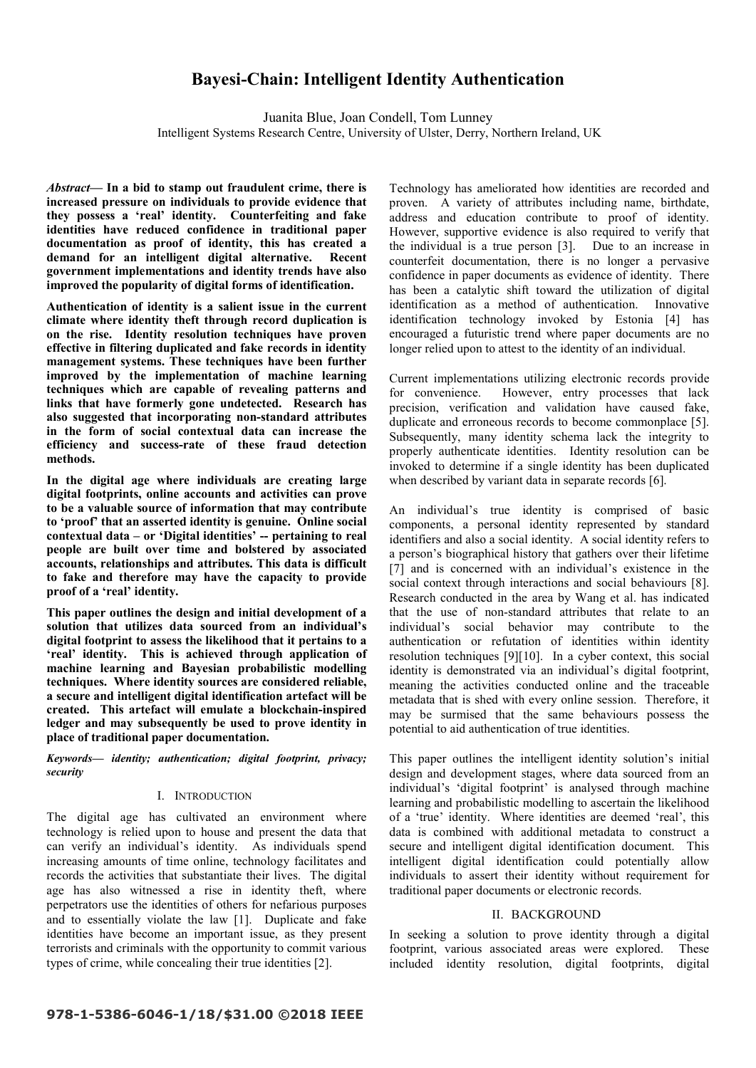# Bayesi-Chain: Intelligent Identity Authentication

Juanita Blue, Joan Condell, Tom Lunney

Intelligent Systems Research Centre, University of Ulster, Derry, Northern Ireland, UK

***Abstract*— In a bid to stamp out fraudulent crime, there is increased pressure on individuals to provide evidence that they possess a 'real' identity. Counterfeiting and fake identities have reduced confidence in traditional paper documentation as proof of identity, this has created a demand for an intelligent digital alternative. Recent government implementations and identity trends have also improved the popularity of digital forms of identification.**

**Authentication of identity is a salient issue in the current climate where identity theft through record duplication is on the rise. Identity resolution techniques have proven effective in filtering duplicated and fake records in identity management systems. These techniques have been further improved by the implementation of machine learning techniques which are capable of revealing patterns and links that have formerly gone undetected. Research has also suggested that incorporating non-standard attributes in the form of social contextual data can increase the efficiency and success-rate of these fraud detection methods.**

**In the digital age where individuals are creating large digital footprints, online accounts and activities can prove to be a valuable source of information that may contribute to 'proof' that an asserted identity is genuine. Online social contextual data – or 'Digital identities' -- pertaining to real people are built over time and bolstered by associated accounts, relationships and attributes. This data is difficult to fake and therefore may have the capacity to provide proof of a 'real' identity.**

**This paper outlines the design and initial development of a solution that utilizes data sourced from an individual's digital footprint to assess the likelihood that it pertains to a 'real' identity. This is achieved through application of machine learning and Bayesian probabilistic modelling techniques. Where identity sources are considered reliable, a secure and intelligent digital identification artefact will be created. This artefact will emulate a blockchain-inspired ledger and may subsequently be used to prove identity in place of traditional paper documentation.**

***Keywords— identity; authentication; digital footprint, privacy; security***

## I. Introduction

The digital age has cultivated an environment where technology is relied upon to house and present the data that can verify an individual's identity. As individuals spend increasing amounts of time online, technology facilitates and records the activities that substantiate their lives. The digital age has also witnessed a rise in identity theft, where perpetrators use the identities of others for nefarious purposes and to essentially violate the law [1]. Duplicate and fake identities have become an important issue, as they present terrorists and criminals with the opportunity to commit various types of crime, while concealing their true identities [2].

Technology has ameliorated how identities are recorded and proven. A variety of attributes including name, birthdate, address and education contribute to proof of identity. However, supportive evidence is also required to verify that the individual is a true person [3]. Due to an increase in counterfeit documentation, there is no longer a pervasive confidence in paper documents as evidence of identity. There has been a catalytic shift toward the utilization of digital identification as a method of authentication. Innovative identification technology invoked by Estonia [4] has encouraged a futuristic trend where paper documents are no longer relied upon to attest to the identity of an individual.

Current implementations utilizing electronic records provide for convenience. However, entry processes that lack precision, verification and validation have caused fake, duplicate and erroneous records to become commonplace [5]. Subsequently, many identity schema lack the integrity to properly authenticate identities. Identity resolution can be invoked to determine if a single identity has been duplicated when described by variant data in separate records [6].

An individual's true identity is comprised of basic components, a personal identity represented by standard identifiers and also a social identity. A social identity refers to a person's biographical history that gathers over their lifetime [7] and is concerned with an individual's existence in the social context through interactions and social behaviours [8]. Research conducted in the area by Wang et al. has indicated that the use of non-standard attributes that relate to an individual's social behavior may contribute to the authentication or refutation of identities within identity resolution techniques [9][10]. In a cyber context, this social identity is demonstrated via an individual's digital footprint, meaning the activities conducted online and the traceable metadata that is shed with every online session. Therefore, it may be surmised that the same behaviours possess the potential to aid authentication of true identities.

This paper outlines the intelligent identity solution's initial design and development stages, where data sourced from an individual's 'digital footprint' is analysed through machine learning and probabilistic modelling to ascertain the likelihood of a 'true' identity. Where identities are deemed 'real', this data is combined with additional metadata to construct a secure and intelligent digital identification document. This intelligent digital identification could potentially allow individuals to assert their identity without requirement for traditional paper documents or electronic records.

## II. Background

In seeking a solution to prove identity through a digital footprint, various associated areas were explored. These included identity resolution, digital footprints, digital

978-1-5386-6046-1/18/$31.00 ©2018 IEEE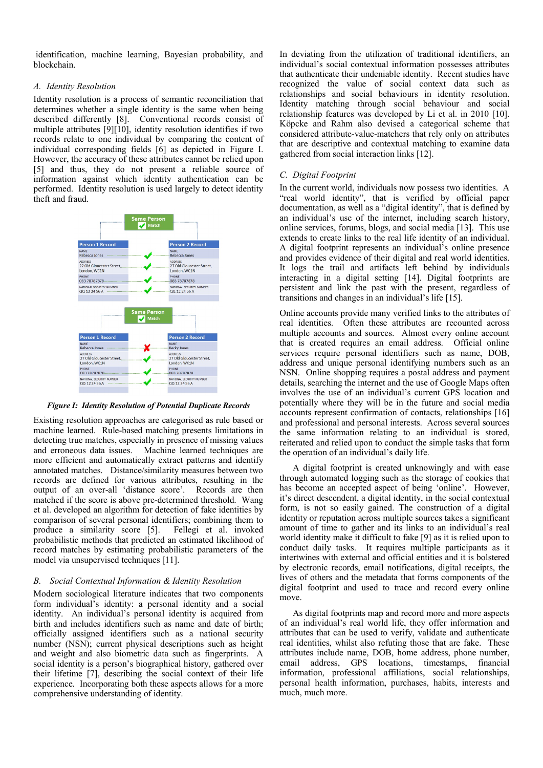identification, machine learning, Bayesian probability, and blockchain.

### A. Identity Resolution

Identity resolution is a process of semantic reconciliation that determines whether a single identity is the same when being described differently [8]. Conventional records consist of multiple attributes [9][10], identity resolution identifies if two records relate to one individual by comparing the content of individual corresponding fields [6] as depicted in Figure I. However, the accuracy of these attributes cannot be relied upon [5] and thus, they do not present a reliable source of information against which identity authentication can be performed. Identity resolution is used largely to detect identity theft and fraud.

Same Person
Match

Person 1 Record
NAME
Rebecca Jones
ADDRESS
27 Old Gloucester Street, London, WC1N
PHONE
083 78787878
NATIONAL SECURITY NUMBER
QQ 12 24 56 A

Person 2 Record
NAME
Rebecca Jones
ADDRESS
27 Old Gloucester Street, London, WC1N
PHONE
083 78787878
NATIONAL SECURITY NUMBER
QQ 12 24 56 A

Same Person
Match

Person 1 Record
NAME
Rebecca Jones
ADDRESS
27 Old Gloucester Street, London, WC1N
PHONE
083 78787878
NATIONAL SECURITY NUMBER
QQ 12 24 56 A

Person 2 Record
NAME
Becky Jones
ADDRESS
27 Old Gloucester Street, London, WC1N
PHONE
083 78787878
NATIONAL SECURITY NUMBER
QQ 12 24 56 A

***Figure I: Identity Resolution of Potential Duplicate Records***

Existing resolution approaches are categorised as rule based or machine learned. Rule-based matching presents limitations in detecting true matches, especially in presence of missing values and erroneous data issues. Machine learned techniques are more efficient and automatically extract patterns and identify annotated matches. Distance/similarity measures between two records are defined for various attributes, resulting in the output of an over-all 'distance score'. Records are then matched if the score is above pre-determined threshold. Wang et al. developed an algorithm for detection of fake identities by comparison of several personal identifiers; combining them to produce a similarity score [5]. Fellegi et al. invoked probabilistic methods that predicted an estimated likelihood of record matches by estimating probabilistic parameters of the model via unsupervised techniques [11].

### B. Social Contextual Information & Identity Resolution

Modern sociological literature indicates that two components form individual's identity: a personal identity and a social identity. An individual's personal identity is acquired from birth and includes identifiers such as name and date of birth; officially assigned identifiers such as a national security number (NSN); current physical descriptions such as height and weight and also biometric data such as fingerprints. A social identity is a person's biographical history, gathered over their lifetime [7], describing the social context of their life experience. Incorporating both these aspects allows for a more comprehensive understanding of identity.

In deviating from the utilization of traditional identifiers, an individual's social contextual information possesses attributes that authenticate their undeniable identity. Recent studies have recognized the value of social context data such as relationships and social behaviours in identity resolution. Identity matching through social behaviour and social relationship features was developed by Li et al. in 2010 [10]. Köpcke and Rahm also devised a categorical scheme that considered attribute-value-matchers that rely only on attributes that are descriptive and contextual matching to examine data gathered from social interaction links [12].

### C. Digital Footprint

In the current world, individuals now possess two identities. A "real world identity", that is verified by official paper documentation, as well as a "digital identity", that is defined by an individual's use of the internet, including search history, online services, forums, blogs, and social media [13]. This use extends to create links to the real life identity of an individual. A digital footprint represents an individual's online presence and provides evidence of their digital and real world identities. It logs the trail and artifacts left behind by individuals interacting in a digital setting [14]. Digital footprints are persistent and link the past with the present, regardless of transitions and changes in an individual's life [15].

Online accounts provide many verified links to the attributes of real identities. Often these attributes are recounted across multiple accounts and sources. Almost every online account that is created requires an email address. Official online services require personal identifiers such as name, DOB, address and unique personal identifying numbers such as an NSN. Online shopping requires a postal address and payment details, searching the internet and the use of Google Maps often involves the use of an individual's current GPS location and potentially where they will be in the future and social media accounts represent confirmation of contacts, relationships [16] and professional and personal interests. Across several sources the same information relating to an individual is stored, reiterated and relied upon to conduct the simple tasks that form the operation of an individual's daily life.

A digital footprint is created unknowingly and with ease through automated logging such as the storage of cookies that has become an accepted aspect of being 'online'. However, it's direct descendent, a digital identity, in the social contextual form, is not so easily gained. The construction of a digital identity or reputation across multiple sources takes a significant amount of time to gather and its links to an individual's real world identity make it difficult to fake [9] as it is relied upon to conduct daily tasks. It requires multiple participants as it intertwines with external and official entities and it is bolstered by electronic records, email notifications, digital receipts, the lives of others and the metadata that forms components of the digital footprint and used to trace and record every online move.

As digital footprints map and record more and more aspects of an individual's real world life, they offer information and attributes that can be used to verify, validate and authenticate real identities, whilst also refuting those that are fake. These attributes include name, DOB, home address, phone number, email address, GPS locations, timestamps, financial information, professional affiliations, social relationships, personal health information, purchases, habits, interests and much, much more.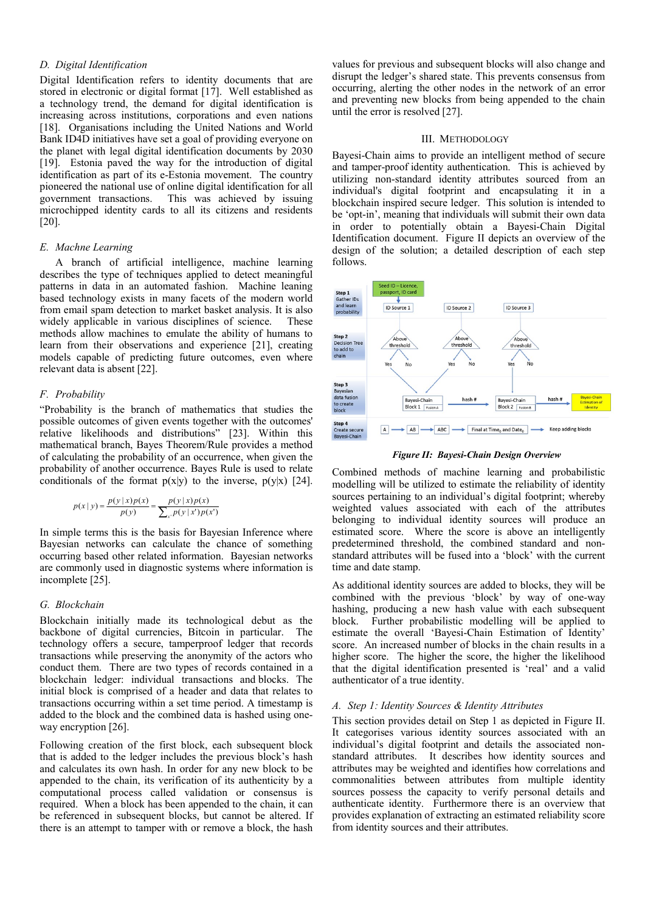### D. Digital Identification

Digital Identification refers to identity documents that are stored in electronic or digital format [17]. Well established as a technology trend, the demand for digital identification is increasing across institutions, corporations and even nations [18]. Organisations including the United Nations and World Bank ID4D initiatives have set a goal of providing everyone on the planet with legal digital identification documents by 2030 [19]. Estonia paved the way for the introduction of digital identification as part of its e-Estonia movement. The country pioneered the national use of online digital identification for all government transactions. This was achieved by issuing microchipped identity cards to all its citizens and residents [20].

### E. Machne Learning

A branch of artificial intelligence, machine learning describes the type of techniques applied to detect meaningful patterns in data in an automated fashion. Machine leaning based technology exists in many facets of the modern world from email spam detection to market basket analysis. It is also widely applicable in various disciplines of science. These methods allow machines to emulate the ability of humans to learn from their observations and experience [21], creating models capable of predicting future outcomes, even where relevant data is absent [22].

### F. Probability

"Probability is the branch of mathematics that studies the possible outcomes of given events together with the outcomes' relative likelihoods and distributions" [23]. Within this mathematical branch, Bayes Theorem/Rule provides a method of calculating the probability of an occurrence, when given the probability of another occurrence. Bayes Rule is used to relate conditionals of the format p(x|y) to the inverse, p(y|x) [24].

$$p(x \mid y) = \frac{p(y \mid x)p(x)}{p(y)} = \frac{p(y \mid x)p(x)}{\sum_{x'} p(y \mid x')p(x')}$$

In simple terms this is the basis for Bayesian Inference where Bayesian networks can calculate the chance of something occurring based other related information. Bayesian networks are commonly used in diagnostic systems where information is incomplete [25].

### G. Blockchain

Blockchain initially made its technological debut as the backbone of digital currencies, Bitcoin in particular. The technology offers a secure, tamperproof ledger that records transactions while preserving the anonymity of the actors who conduct them. There are two types of records contained in a blockchain ledger: individual transactions and blocks. The initial block is comprised of a header and data that relates to transactions occurring within a set time period. A timestamp is added to the block and the combined data is hashed using one-way encryption [26].

Following creation of the first block, each subsequent block that is added to the ledger includes the previous block's hash and calculates its own hash. In order for any new block to be appended to the chain, its verification of its authenticity by a computational process called validation or consensus is required. When a block has been appended to the chain, it can be referenced in subsequent blocks, but cannot be altered. If there is an attempt to tamper with or remove a block, the hash values for previous and subsequent blocks will also change and disrupt the ledger's shared state. This prevents consensus from occurring, alerting the other nodes in the network of an error and preventing new blocks from being appended to the chain until the error is resolved [27].

## III. Methodology

Bayesi-Chain aims to provide an intelligent method of secure and tamper-proof identity authentication. This is achieved by utilizing non-standard identity attributes sourced from an individual's digital footprint and encapsulating it in a blockchain inspired secure ledger. This solution is intended to be 'opt-in', meaning that individuals will submit their own data in order to potentially obtain a Bayesi-Chain Digital Identification document. Figure II depicts an overview of the design of the solution; a detailed description of each step follows.

Step 1 Gather IDs and learn probability | Seed ID – Licence, passport, ID card | ID Source 1 | ID Source 2 | ID Source 3

Step 2 Decision Tree to add to chain | Above threshold (Yes / No)

Step 3 Bayesian data fusion to create block | Bayesi-Chain Block 1 (Fusion A) → hash # → Bayesi-Chain Block 2 (Fusion B) → hash # → Bayesi-Chain Estimation of Identity

Step 4 Create secure Bayesi-Chain | A → AB → ABC → Final at Time$_n$ and Date$_n$ → Keep adding blocks

*Figure II: Bayesi-Chain Design Overview*

Combined methods of machine learning and probabilistic modelling will be utilized to estimate the reliability of identity sources pertaining to an individual's digital footprint; whereby weighted values associated with each of the attributes belonging to individual identity sources will produce an estimated score. Where the score is above an intelligently predetermined threshold, the combined standard and non-standard attributes will be fused into a 'block' with the current time and date stamp.

As additional identity sources are added to blocks, they will be combined with the previous 'block' by way of one-way hashing, producing a new hash value with each subsequent block. Further probabilistic modelling will be applied to estimate the overall 'Bayesi-Chain Estimation of Identity' score. An increased number of blocks in the chain results in a higher score. The higher the score, the higher the likelihood that the digital identification presented is 'real' and a valid authenticator of a true identity.

### A. Step 1: Identity Sources & Identity Attributes

This section provides detail on Step 1 as depicted in Figure II. It categorises various identity sources associated with an individual's digital footprint and details the associated non-standard attributes. It describes how identity sources and attributes may be weighted and identifies how correlations and commonalities between attributes from multiple identity sources possess the capacity to verify personal details and authenticate identity. Furthermore there is an overview that provides explanation of extracting an estimated reliability score from identity sources and their attributes.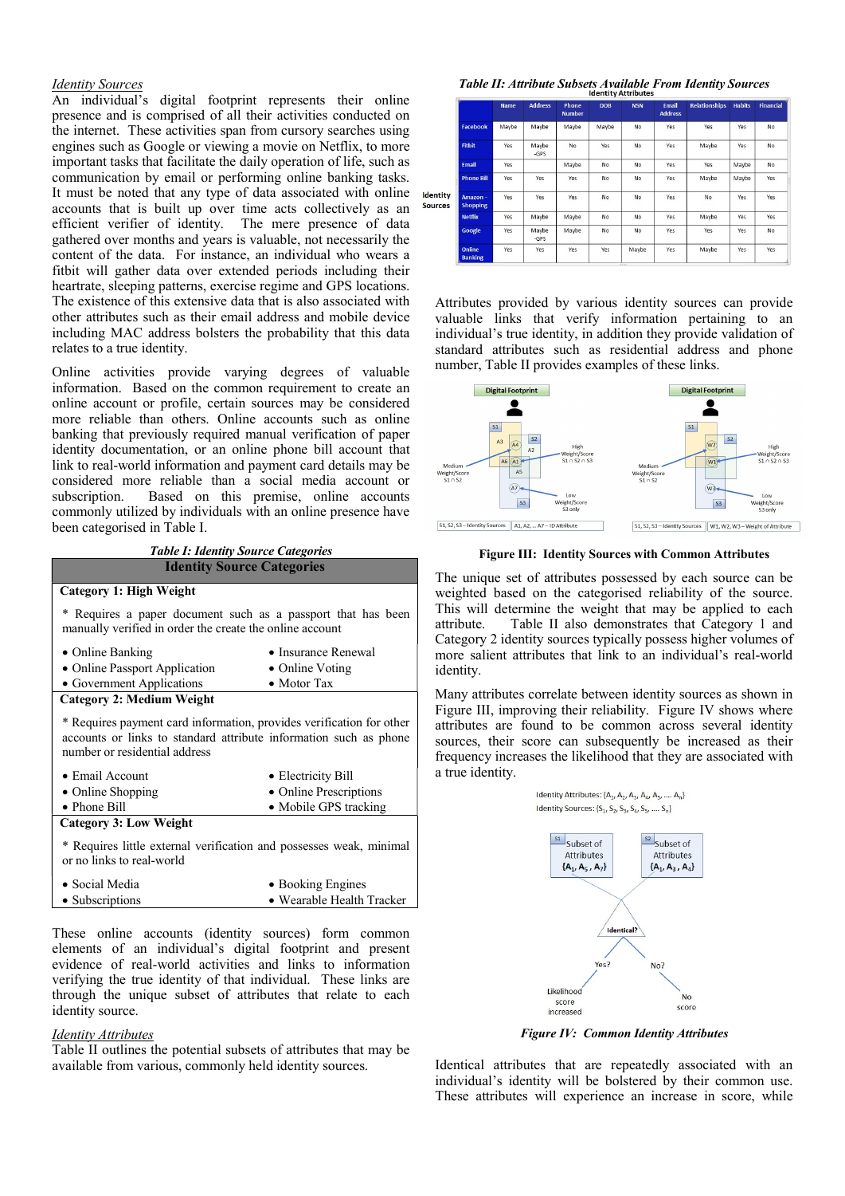*Identity Sources*

An individual's digital footprint represents their online presence and is comprised of all their activities conducted on the internet. These activities span from cursory searches using engines such as Google or viewing a movie on Netflix, to more important tasks that facilitate the daily operation of life, such as communication by email or performing online banking tasks. It must be noted that any type of data associated with online accounts that is built up over time acts collectively as an efficient verifier of identity. The mere presence of data gathered over months and years is valuable, not necessarily the content of the data. For instance, an individual who wears a fitbit will gather data over extended periods including their heartrate, sleeping patterns, exercise regime and GPS locations. The existence of this extensive data that is also associated with other attributes such as their email address and mobile device including MAC address bolsters the probability that this data relates to a true identity.

Online activities provide varying degrees of valuable information. Based on the common requirement to create an online account or profile, certain sources may be considered more reliable than others. Online accounts such as online banking that previously required manual verification of paper identity documentation, or an online phone bill account that link to real-world information and payment card details may be considered more reliable than a social media account or subscription. Based on this premise, online accounts commonly utilized by individuals with an online presence have been categorised in Table I.

*Table I: Identity Source Categories*

| **Identity Source Categories** | |
|---|---|
| **Category 1: High Weight** | |
| * Requires a paper document such as a passport that has been manually verified in order the create the online account | |
| • Online Banking | • Insurance Renewal |
| • Online Passport Application | • Online Voting |
| • Government Applications | • Motor Tax |
| **Category 2: Medium Weight** | |
| * Requires payment card information, provides verification for other accounts or links to standard attribute information such as phone number or residential address | |
| • Email Account | • Electricity Bill |
| • Online Shopping | • Online Prescriptions |
| • Phone Bill | • Mobile GPS tracking |
| **Category 3: Low Weight** | |
| * Requires little external verification and possesses weak, minimal or no links to real-world | |
| • Social Media | • Booking Engines |
| • Subscriptions | • Wearable Health Tracker |

These online accounts (identity sources) form common elements of an individual's digital footprint and present evidence of real-world activities and links to information verifying the true identity of that individual. These links are through the unique subset of attributes that relate to each identity source.

*Identity Attributes*

Table II outlines the potential subsets of attributes that may be available from various, commonly held identity sources.

*Table II: Attribute Subsets Available From Identity Sources*

| Identity Sources | Name | Address | Phone Number | DOB | NSN | Email Address | Relationships | Habits | Financial |
|---|---|---|---|---|---|---|---|---|---|
| Facebook | Maybe | Maybe | Maybe | Maybe | No | Yes | Yes | Yes | No |
| Fitbit | Yes | Maybe -GPS | No | Yes | No | Yes | Maybe | Yes | No |
| Email | Yes | | Maybe | No | No | Yes | Yes | Maybe | No |
| Phone Bill | Yes | Yes | Yes | No | No | Yes | Maybe | Maybe | Yes |
| Amazon - Shopping | Yes | Yes | Yes | No | No | Yes | No | Yes | Yes |
| Netflix | Yes | Maybe | Maybe | No | No | Yes | Maybe | Yes | Yes |
| Google | Yes | Maybe -GPS | Maybe | No | No | Yes | Yes | Yes | No |
| Online Banking | Yes | Yes | Yes | Yes | Maybe | Yes | Maybe | Yes | Yes |

Attributes provided by various identity sources can provide valuable links that verify information pertaining to an individual's true identity, in addition they provide validation of standard attributes such as residential address and phone number, Table II provides examples of these links.

**Figure III: Identity Sources with Common Attributes**

The unique set of attributes possessed by each source can be weighted based on the categorised reliability of the source. This will determine the weight that may be applied to each attribute. Table II also demonstrates that Category 1 and Category 2 identity sources typically possess higher volumes of more salient attributes that link to an individual's real-world identity.

Many attributes correlate between identity sources as shown in Figure III, improving their reliability. Figure IV shows where attributes are found to be common across several identity sources, their score can subsequently be increased as their frequency increases the likelihood that they are associated with a true identity.

*Figure IV: Common Identity Attributes*

Identical attributes that are repeatedly associated with an individual's identity will be bolstered by their common use. These attributes will experience an increase in score, while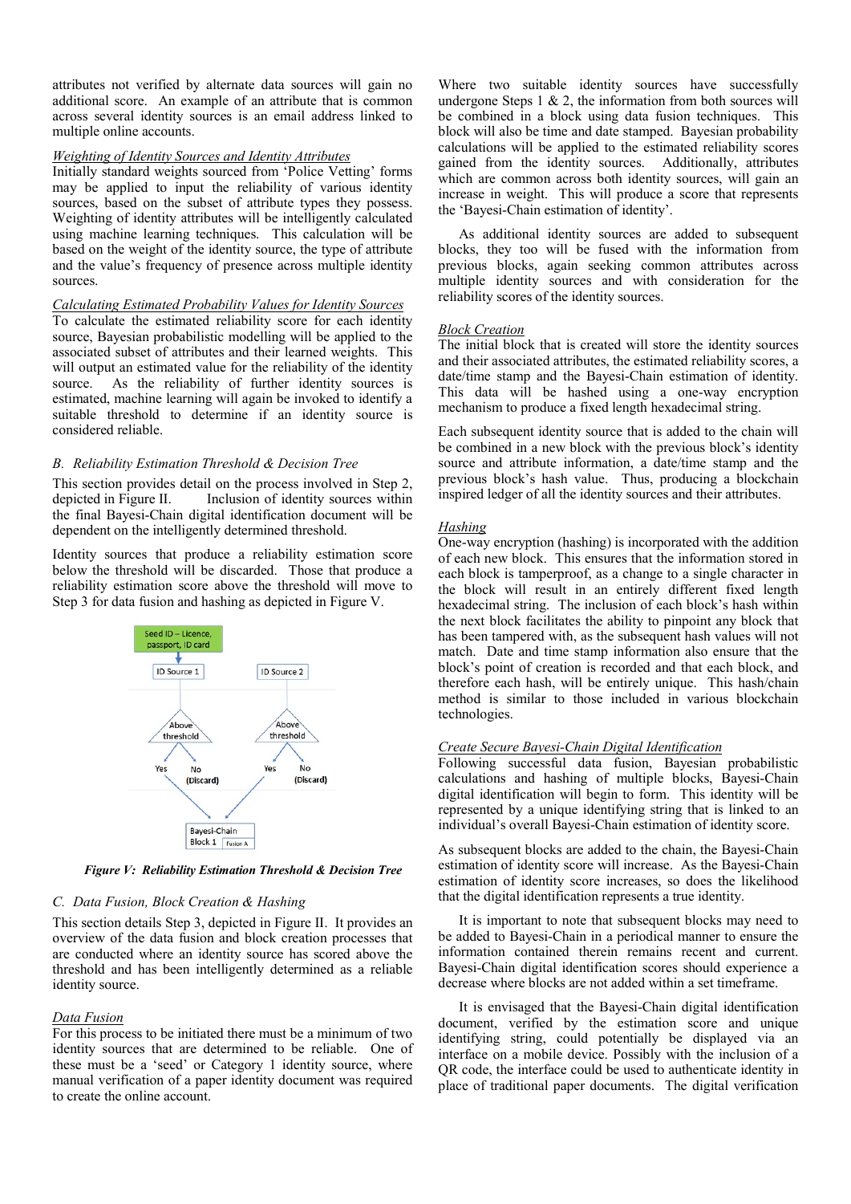attributes not verified by alternate data sources will gain no additional score. An example of an attribute that is common across several identity sources is an email address linked to multiple online accounts.

*Weighting of Identity Sources and Identity Attributes*

Initially standard weights sourced from 'Police Vetting' forms may be applied to input the reliability of various identity sources, based on the subset of attribute types they possess. Weighting of identity attributes will be intelligently calculated using machine learning techniques. This calculation will be based on the weight of the identity source, the type of attribute and the value's frequency of presence across multiple identity sources.

*Calculating Estimated Probability Values for Identity Sources*

To calculate the estimated reliability score for each identity source, Bayesian probabilistic modelling will be applied to the associated subset of attributes and their learned weights. This will output an estimated value for the reliability of the identity source. As the reliability of further identity sources is estimated, machine learning will again be invoked to identify a suitable threshold to determine if an identity source is considered reliable.

### B. Reliability Estimation Threshold & Decision Tree

This section provides detail on the process involved in Step 2, depicted in Figure II. Inclusion of identity sources within the final Bayesi-Chain digital identification document will be dependent on the intelligently determined threshold.

Identity sources that produce a reliability estimation score below the threshold will be discarded. Those that produce a reliability estimation score above the threshold will move to Step 3 for data fusion and hashing as depicted in Figure V.

Seed ID – Licence, passport, ID card

ID Source 1 | ID Source 2

Above threshold — Yes / No (Discard)

Above threshold — Yes / No (Discard)

Bayesi-Chain Block 1 — Fusion A

***Figure V: Reliability Estimation Threshold & Decision Tree***

### C. Data Fusion, Block Creation & Hashing

This section details Step 3, depicted in Figure II. It provides an overview of the data fusion and block creation processes that are conducted where an identity source has scored above the threshold and has been intelligently determined as a reliable identity source.

*Data Fusion*

For this process to be initiated there must be a minimum of two identity sources that are determined to be reliable. One of these must be a 'seed' or Category 1 identity source, where manual verification of a paper identity document was required to create the online account.

Where two suitable identity sources have successfully undergone Steps 1 & 2, the information from both sources will be combined in a block using data fusion techniques. This block will also be time and date stamped. Bayesian probability calculations will be applied to the estimated reliability scores gained from the identity sources. Additionally, attributes which are common across both identity sources, will gain an increase in weight. This will produce a score that represents the 'Bayesi-Chain estimation of identity'.

As additional identity sources are added to subsequent blocks, they too will be fused with the information from previous blocks, again seeking common attributes across multiple identity sources and with consideration for the reliability scores of the identity sources.

*Block Creation*

The initial block that is created will store the identity sources and their associated attributes, the estimated reliability scores, a date/time stamp and the Bayesi-Chain estimation of identity. This data will be hashed using a one-way encryption mechanism to produce a fixed length hexadecimal string.

Each subsequent identity source that is added to the chain will be combined in a new block with the previous block's identity source and attribute information, a date/time stamp and the previous block's hash value. Thus, producing a blockchain inspired ledger of all the identity sources and their attributes.

*Hashing*

One-way encryption (hashing) is incorporated with the addition of each new block. This ensures that the information stored in each block is tamperproof, as a change to a single character in the block will result in an entirely different fixed length hexadecimal string. The inclusion of each block's hash within the next block facilitates the ability to pinpoint any block that has been tampered with, as the subsequent hash values will not match. Date and time stamp information also ensure that the block's point of creation is recorded and that each block, and therefore each hash, will be entirely unique. This hash/chain method is similar to those included in various blockchain technologies.

*Create Secure Bayesi-Chain Digital Identification*

Following successful data fusion, Bayesian probabilistic calculations and hashing of multiple blocks, Bayesi-Chain digital identification will begin to form. This identity will be represented by a unique identifying string that is linked to an individual's overall Bayesi-Chain estimation of identity score.

As subsequent blocks are added to the chain, the Bayesi-Chain estimation of identity score will increase. As the Bayesi-Chain estimation of identity score increases, so does the likelihood that the digital identification represents a true identity.

It is important to note that subsequent blocks may need to be added to Bayesi-Chain in a periodical manner to ensure the information contained therein remains recent and current. Bayesi-Chain digital identification scores should experience a decrease where blocks are not added within a set timeframe.

It is envisaged that the Bayesi-Chain digital identification document, verified by the estimation score and unique identifying string, could potentially be displayed via an interface on a mobile device. Possibly with the inclusion of a QR code, the interface could be used to authenticate identity in place of traditional paper documents. The digital verification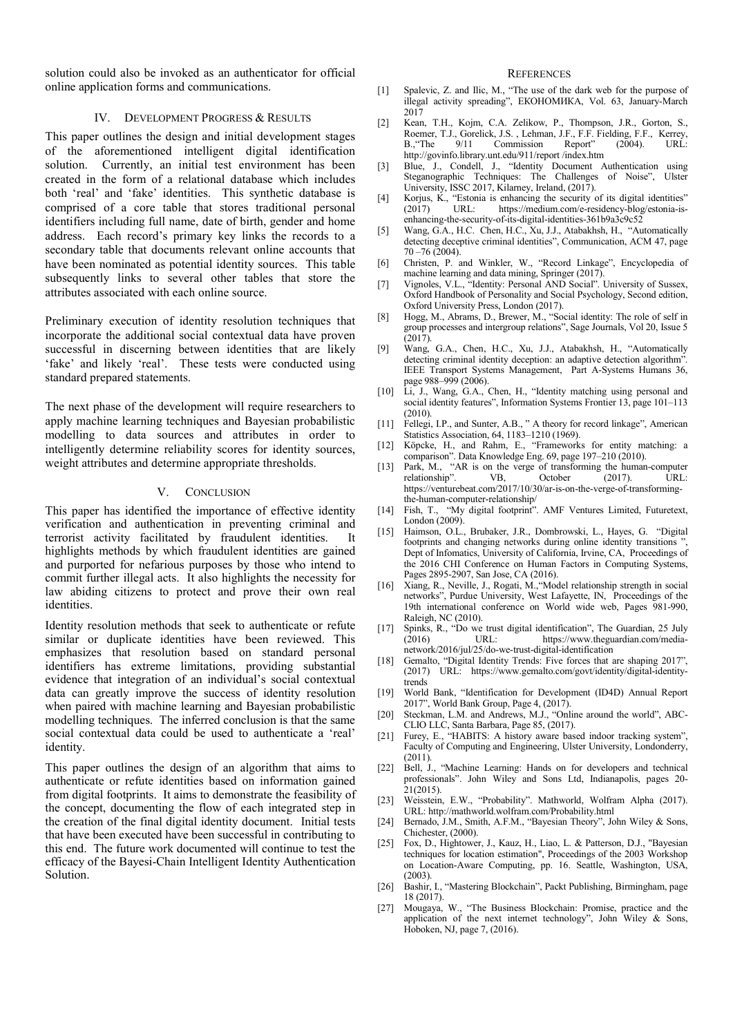solution could also be invoked as an authenticator for official online application forms and communications.

## IV. Development Progress & Results

This paper outlines the design and initial development stages of the aforementioned intelligent digital identification solution. Currently, an initial test environment has been created in the form of a relational database which includes both 'real' and 'fake' identities. This synthetic database is comprised of a core table that stores traditional personal identifiers including full name, date of birth, gender and home address. Each record's primary key links the records to a secondary table that documents relevant online accounts that have been nominated as potential identity sources. This table subsequently links to several other tables that store the attributes associated with each online source.

Preliminary execution of identity resolution techniques that incorporate the additional social contextual data have proven successful in discerning between identities that are likely 'fake' and likely 'real'. These tests were conducted using standard prepared statements.

The next phase of the development will require researchers to apply machine learning techniques and Bayesian probabilistic modelling to data sources and attributes in order to intelligently determine reliability scores for identity sources, weight attributes and determine appropriate thresholds.

## V. Conclusion

This paper has identified the importance of effective identity verification and authentication in preventing criminal and terrorist activity facilitated by fraudulent identities. It highlights methods by which fraudulent identities are gained and purported for nefarious purposes by those who intend to commit further illegal acts. It also highlights the necessity for law abiding citizens to protect and prove their own real identities.

Identity resolution methods that seek to authenticate or refute similar or duplicate identities have been reviewed. This emphasizes that resolution based on standard personal identifiers has extreme limitations, providing substantial evidence that integration of an individual's social contextual data can greatly improve the success of identity resolution when paired with machine learning and Bayesian probabilistic modelling techniques. The inferred conclusion is that the same social contextual data could be used to authenticate a 'real' identity.

This paper outlines the design of an algorithm that aims to authenticate or refute identities based on information gained from digital footprints. It aims to demonstrate the feasibility of the concept, documenting the flow of each integrated step in the creation of the final digital identity document. Initial tests that have been executed have been successful in contributing to this end. The future work documented will continue to test the efficacy of the Bayesi-Chain Intelligent Identity Authentication Solution.

## References

[1] Spalevic, Z. and Ilic, M., "The use of the dark web for the purpose of illegal activity spreading", ЕКОНОМИКА, Vol. 63, January-March 2017

[2] Kean, T.H., Kojm, C.A. Zelikow, P., Thompson, J.R., Gorton, S., Roemer, T.J., Gorelick, J.S. , Lehman, J.F., F.F. Fielding, F.F., Kerrey, B.,"The 9/11 Commission Report" (2004). URL: http://govinfo.library.unt.edu/911/report /index.htm

[3] Blue, J., Condell, J., "Identity Document Authentication using Steganographic Techniques: The Challenges of Noise", Ulster University, ISSC 2017, Kilarney, Ireland, (2017).

[4] Korjus, K., "Estonia is enhancing the security of its digital identities" (2017) URL: https://medium.com/e-residency-blog/estonia-is-enhancing-the-security-of-its-digital-identities-361b9a3c9c52

[5] Wang, G.A., H.C. Chen, H.C., Xu, J.J., Atabakhsh, H., "Automatically detecting deceptive criminal identities", Communication, ACM 47, page 70 –76 (2004).

[6] Christen, P. and Winkler, W., "Record Linkage", Encyclopedia of machine learning and data mining, Springer (2017).

[7] Vignoles, V.L., "Identity: Personal AND Social". University of Sussex, Oxford Handbook of Personality and Social Psychology, Second edition, Oxford University Press, London (2017).

[8] Hogg, M., Abrams, D., Brewer, M., "Social identity: The role of self in group processes and intergroup relations", Sage Journals, Vol 20, Issue 5 (2017).

[9] Wang, G.A., Chen, H.C., Xu, J.J., Atabakhsh, H., "Automatically detecting criminal identity deception: an adaptive detection algorithm". IEEE Transport Systems Management, Part A-Systems Humans 36, page 988–999 (2006).

[10] Li, J., Wang, G.A., Chen, H., "Identity matching using personal and social identity features", Information Systems Frontier 13, page 101–113 (2010).

[11] Fellegi, I.P., and Sunter, A.B., " A theory for record linkage", American Statistics Association, 64, 1183–1210 (1969).

[12] Köpcke, H., and Rahm, E., "Frameworks for entity matching: a comparison". Data Knowledge Eng. 69, page 197–210 (2010).

[13] Park, M., "AR is on the verge of transforming the human-computer relationship". VB, October (2017). URL: https://venturebeat.com/2017/10/30/ar-is-on-the-verge-of-transforming-the-human-computer-relationship/

[14] Fish, T., "My digital footprint". AMF Ventures Limited, Futuretext, London (2009).

[15] Haimson, O.L., Brubaker, J.R., Dombrowski, L., Hayes, G. "Digital footprints and changing networks during online identity transitions ", Dept of Infomatics, University of California, Irvine, CA, Proceedings of the 2016 CHI Conference on Human Factors in Computing Systems, Pages 2895-2907, San Jose, CA (2016).

[16] Xiang, R., Neville, J., Rogati, M.,"Model relationship strength in social networks", Purdue University, West Lafayette, IN, Proceedings of the 19th international conference on World wide web, Pages 981-990, Raleigh, NC (2010).

[17] Spinks, R., "Do we trust digital identification", The Guardian, 25 July (2016) URL: https://www.theguardian.com/media-network/2016/jul/25/do-we-trust-digital-identification

[18] Gemalto, "Digital Identity Trends: Five forces that are shaping 2017", (2017) URL: https://www.gemalto.com/govt/identity/digital-identity-trends

[19] World Bank, "Identification for Development (ID4D) Annual Report 2017", World Bank Group, Page 4, (2017).

[20] Steckman, L.M. and Andrews, M.J., "Online around the world", ABC-CLIO LLC, Santa Barbara, Page 85, (2017).

[21] Furey, E., "HABITS: A history aware based indoor tracking system", Faculty of Computing and Engineering, Ulster University, Londonderry, (2011).

[22] Bell, J., "Machine Learning: Hands on for developers and technical professionals". John Wiley and Sons Ltd, Indianapolis, pages 20-21(2015).

[23] Weisstein, E.W., "Probability". Mathworld, Wolfram Alpha (2017). URL: http://mathworld.wolfram.com/Probability.html

[24] Bernado, J.M., Smith, A.F.M., "Bayesian Theory", John Wiley & Sons, Chichester, (2000).

[25] Fox, D., Hightower, J., Kauz, H., Liao, L. & Patterson, D.J., "Bayesian techniques for location estimation", Proceedings of the 2003 Workshop on Location-Aware Computing, pp. 16. Seattle, Washington, USA, (2003).

[26] Bashir, I., "Mastering Blockchain", Packt Publishing, Birmingham, page 18 (2017).

[27] Mougaya, W., "The Business Blockchain: Promise, practice and the application of the next internet technology", John Wiley & Sons, Hoboken, NJ, page 7, (2016).